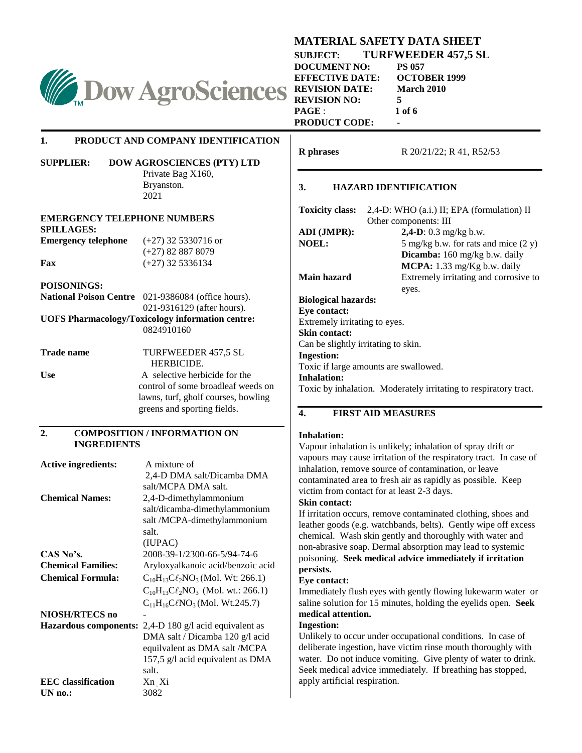# MATERIAL SAFETY DATA SHEET

**SUBJECT: TURFWEEDER 457,5 SL**

| | |
|---|---|
| **DOCUMENT NO:** | **PS 057** |
| **EFFECTIVE DATE:** | **OCTOBER 1999** |
| **REVISION DATE:** | **March 2010** |
| **REVISION NO:** | **5** |
| **PAGE**: | **1 of 6** |
| **PRODUCT CODE:** | **-** |

## 1. PRODUCT AND COMPANY IDENTIFICATION

**SUPPLIER:** **DOW AGROSCIENCES (PTY) LTD**
Private Bag X160,
Bryanston.
2021

**EMERGENCY TELEPHONE NUMBERS**
**SPILLAGES:**

| | |
|---|---|
| **Emergency telephone** | (+27) 32 5330716 or (+27) 82 887 8079 |
| **Fax** | (+27) 32 5336134 |

**POISONINGS:**
**National Poison Centre** 021-9386084 (office hours).
021-9316129 (after hours).
**UOFS Pharmacology/Toxicology information centre:**
0824910160

| | |
|---|---|
| **Trade name** | TURFWEEDER 457,5 SL HERBICIDE. |
| **Use** | A selective herbicide for the control of some broadleaf weeds on lawns, turf, gholf courses, bowling greens and sporting fields. |

## 2. COMPOSITION / INFORMATION ON INGREDIENTS

| | |
|---|---|
| **Active ingredients:** | A mixture of 2,4-D DMA salt/Dicamba DMA salt/MCPA DMA salt. |
| **Chemical Names:** | 2,4-D-dimethylammonium salt/dicamba-dimethylammonium salt /MCPA-dimethylammonium salt. (IUPAC) |
| **CAS No's.** | 2008-39-1/2300-66-5/94-74-6 |
| **Chemical Families:** | Aryloxyalkanoic acid/benzoic acid |
| **Chemical Formula:** | $C_{10}H_{13}C\ell_2NO_3$ (Mol. Wt: 266.1) $C_{10}H_{13}C\ell_2NO_3$ (Mol. wt.: 266.1) $C_{11}H_{16}C\ell NO_3$ (Mol. Wt.245.7) |
| **NIOSH/RTECS no** | - |
| **Hazardous components:** | 2,4-D 180 g/l acid equivalent as DMA salt / Dicamba 120 g/l acid equilvalent as DMA salt /MCPA 157,5 g/l acid equivalent as DMA salt. |
| **EEC classification** | Xn, Xi |
| **UN no.:** | 3082 |
| **R phrases** | R 20/21/22; R 41, R52/53 |

## 3. HAZARD IDENTIFICATION

| | |
|---|---|
| **Toxicity class:** | 2,4-D: WHO (a.i.) II; EPA (formulation) II Other components: III |
| **ADI (JMPR):** | **2,4-D**: 0.3 mg/kg b.w. |
| **NOEL:** | 5 mg/kg b.w. for rats and mice (2 y) **Dicamba:** 160 mg/kg b.w. daily **MCPA:** 1.33 mg/Kg b.w. daily |
| **Main hazard** | Extremely irritating and corrosive to eyes. |

**Biological hazards:**

**Eye contact:**
Extremely irritating to eyes.

**Skin contact:**
Can be slightly irritating to skin.

**Ingestion:**
Toxic if large amounts are swallowed.

**Inhalation:**
Toxic by inhalation. Moderately irritating to respiratory tract.

## 4. FIRST AID MEASURES

**Inhalation:**
Vapour inhalation is unlikely; inhalation of spray drift or vapours may cause irritation of the respiratory tract. In case of inhalation, remove source of contamination, or leave contaminated area to fresh air as rapidly as possible. Keep victim from contact for at least 2-3 days.

**Skin contact:**
If irritation occurs, remove contaminated clothing, shoes and leather goods (e.g. watchbands, belts). Gently wipe off excess chemical. Wash skin gently and thoroughly with water and non-abrasive soap. Dermal absorption may lead to systemic poisoning. **Seek medical advice immediately if irritation persists.**

**Eye contact:**
Immediately flush eyes with gently flowing lukewarm water or saline solution for 15 minutes, holding the eyelids open. **Seek medical attention.**

**Ingestion:**
Unlikely to occur under occupational conditions. In case of deliberate ingestion, have victim rinse mouth thoroughly with water. Do not induce vomiting. Give plenty of water to drink. Seek medical advice immediately. If breathing has stopped, apply artificial respiration.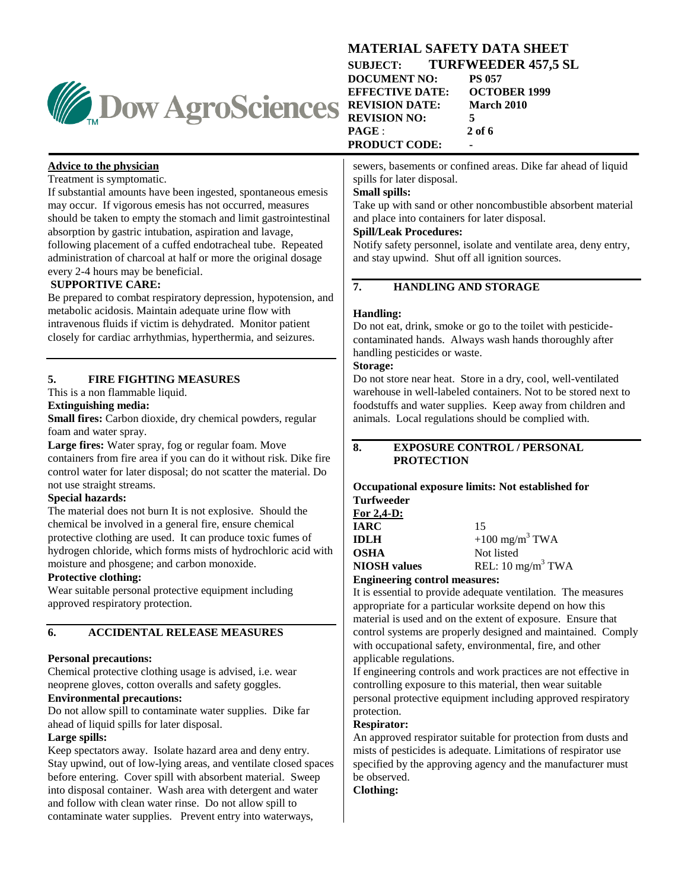#### Advice to the physician

Treatment is symptomatic.

If substantial amounts have been ingested, spontaneous emesis may occur. If vigorous emesis has not occurred, measures should be taken to empty the stomach and limit gastrointestinal absorption by gastric intubation, aspiration and lavage, following placement of a cuffed endotracheal tube. Repeated administration of charcoal at half or more the original dosage every 2-4 hours may be beneficial.

**SUPPORTIVE CARE:**

Be prepared to combat respiratory depression, hypotension, and metabolic acidosis. Maintain adequate urine flow with intravenous fluids if victim is dehydrated. Monitor patient closely for cardiac arrhythmias, hyperthermia, and seizures.

## 5. FIRE FIGHTING MEASURES

This is a non flammable liquid.

**Extinguishing media:**

**Small fires:** Carbon dioxide, dry chemical powders, regular foam and water spray.

**Large fires:** Water spray, fog or regular foam. Move containers from fire area if you can do it without risk. Dike fire control water for later disposal; do not scatter the material. Do not use straight streams.

**Special hazards:**

The material does not burn It is not explosive. Should the chemical be involved in a general fire, ensure chemical protective clothing are used. It can produce toxic fumes of hydrogen chloride, which forms mists of hydrochloric acid with moisture and phosgene; and carbon monoxide.

**Protective clothing:**

Wear suitable personal protective equipment including approved respiratory protection.

## 6. ACCIDENTAL RELEASE MEASURES

**Personal precautions:**

Chemical protective clothing usage is advised, i.e. wear neoprene gloves, cotton overalls and safety goggles.

**Environmental precautions:**

Do not allow spill to contaminate water supplies. Dike far ahead of liquid spills for later disposal.

**Large spills:**

Keep spectators away. Isolate hazard area and deny entry. Stay upwind, out of low-lying areas, and ventilate closed spaces before entering. Cover spill with absorbent material. Sweep into disposal container. Wash area with detergent and water and follow with clean water rinse. Do not allow spill to contaminate water supplies. Prevent entry into waterways, sewers, basements or confined areas. Dike far ahead of liquid spills for later disposal.

**Small spills:**

Take up with sand or other noncombustible absorbent material and place into containers for later disposal.

**Spill/Leak Procedures:**

Notify safety personnel, isolate and ventilate area, deny entry, and stay upwind. Shut off all ignition sources.

## 7. HANDLING AND STORAGE

**Handling:**

Do not eat, drink, smoke or go to the toilet with pesticide-contaminated hands. Always wash hands thoroughly after handling pesticides or waste.

**Storage:**

Do not store near heat. Store in a dry, cool, well-ventilated warehouse in well-labeled containers. Not to be stored next to foodstuffs and water supplies. Keep away from children and animals. Local regulations should be complied with.

## 8. EXPOSURE CONTROL / PERSONAL PROTECTION

**Occupational exposure limits: Not established for Turfweeder**

**For 2,4-D:**

| | |
|---|---|
| **IARC** | 15 |
| **IDLH** | +100 $mg/m^3$ TWA |
| **OSHA** | Not listed |
| **NIOSH values** | REL: 10 $mg/m^3$ TWA |

**Engineering control measures:**

It is essential to provide adequate ventilation. The measures appropriate for a particular worksite depend on how this material is used and on the extent of exposure. Ensure that control systems are properly designed and maintained. Comply with occupational safety, environmental, fire, and other applicable regulations.

If engineering controls and work practices are not effective in controlling exposure to this material, then wear suitable personal protective equipment including approved respiratory protection.

**Respirator:**

An approved respirator suitable for protection from dusts and mists of pesticides is adequate. Limitations of respirator use specified by the approving agency and the manufacturer must be observed.

**Clothing:**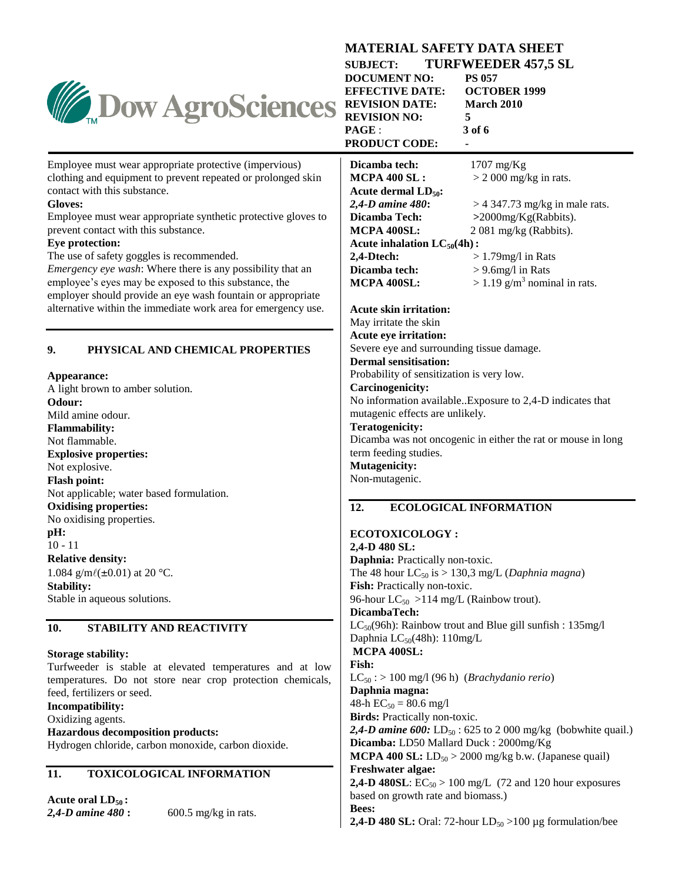Employee must wear appropriate protective (impervious) clothing and equipment to prevent repeated or prolonged skin contact with this substance.

**Gloves:**
Employee must wear appropriate synthetic protective gloves to prevent contact with this substance.

**Eye protection:**
The use of safety goggles is recommended.
*Emergency eye wash*: Where there is any possibility that an employee's eyes may be exposed to this substance, the employer should provide an eye wash fountain or appropriate alternative within the immediate work area for emergency use.

## 9. PHYSICAL AND CHEMICAL PROPERTIES

**Appearance:**
A light brown to amber solution.

**Odour:**
Mild amine odour.

**Flammability:**
Not flammable.

**Explosive properties:**
Not explosive.

**Flash point:**
Not applicable; water based formulation.

**Oxidising properties:**
No oxidising properties.

**pH:**
10 - 11

**Relative density:**
1.084 g/mℓ(±0.01) at 20 °C.

**Stability:**
Stable in aqueous solutions.

## 10. STABILITY AND REACTIVITY

**Storage stability:**
Turfweeder is stable at elevated temperatures and at low temperatures. Do not store near crop protection chemicals, feed, fertilizers or seed.

**Incompatibility:**
Oxidizing agents.

**Hazardous decomposition products:**
Hydrogen chloride, carbon monoxide, carbon dioxide.

## 11. TOXICOLOGICAL INFORMATION

**Acute oral $LD_{50}$ :**

| | |
|---|---|
| ***2,4-D amine 480* :** | 600.5 mg/kg in rats. |
| **Dicamba tech:** | 1707 mg/Kg |
| **MCPA 400 SL :** | > 2 000 mg/kg in rats. |

**Acute dermal $LD_{50}$:**

| | |
|---|---|
| ***2,4-D amine 480*:** | > 4 347.73 mg/kg in male rats. |
| **Dicamba Tech:** | >2000mg/Kg(Rabbits). |
| **MCPA 400SL:** | 2 081 mg/kg (Rabbits). |

**Acute inhalation $LC_{50}$(4h) :**

| | |
|---|---|
| **2,4-Dtech:** | > 1.79mg/l in Rats |
| **Dicamba tech:** | > 9.6mg/l in Rats |
| **MCPA 400SL:** | > 1.19 g/m$^3$ nominal in rats. |

**Acute skin irritation:**
May irritate the skin

**Acute eye irritation:**
Severe eye and surrounding tissue damage.

**Dermal sensitisation:**
Probability of sensitization is very low.

**Carcinogenicity:**
No information available..Exposure to 2,4-D indicates that mutagenic effects are unlikely.

**Teratogenicity:**
Dicamba was not oncogenic in either the rat or mouse in long term feeding studies.

**Mutagenicity:**
Non-mutagenic.

## 12. ECOLOGICAL INFORMATION

**ECOTOXICOLOGY :**

**2,4-D 480 SL:**

**Daphnia:** Practically non-toxic.
The 48 hour $LC_{50}$ is > 130,3 mg/L (*Daphnia magna*)

**Fish:** Practically non-toxic.
96-hour $LC_{50}$ >114 mg/L (Rainbow trout).

**DicambaTech:**
$LC_{50}$(96h): Rainbow trout and Blue gill sunfish : 135mg/l
Daphnia $LC_{50}$(48h): 110mg/L

**MCPA 400SL:**

**Fish:**
$LC_{50}$ : > 100 mg/l (96 h) (*Brachydanio rerio*)

**Daphnia magna:**
48-h $EC_{50}$ = 80.6 mg/l

**Birds:** Practically non-toxic.
***2,4-D amine 600:*** $LD_{50}$ : 625 to 2 000 mg/kg (bobwhite quail.)
**Dicamba:** LD50 Mallard Duck : 2000mg/Kg
**MCPA 400 SL:** $LD_{50}$ > 2000 mg/kg b.w. (Japanese quail)

**Freshwater algae:**
**2,4-D 480SL**: $EC_{50}$ > 100 mg/L (72 and 120 hour exposures based on growth rate and biomass.)

**Bees:**
**2,4-D 480 SL:** Oral: 72-hour $LD_{50}$ >100 µg formulation/bee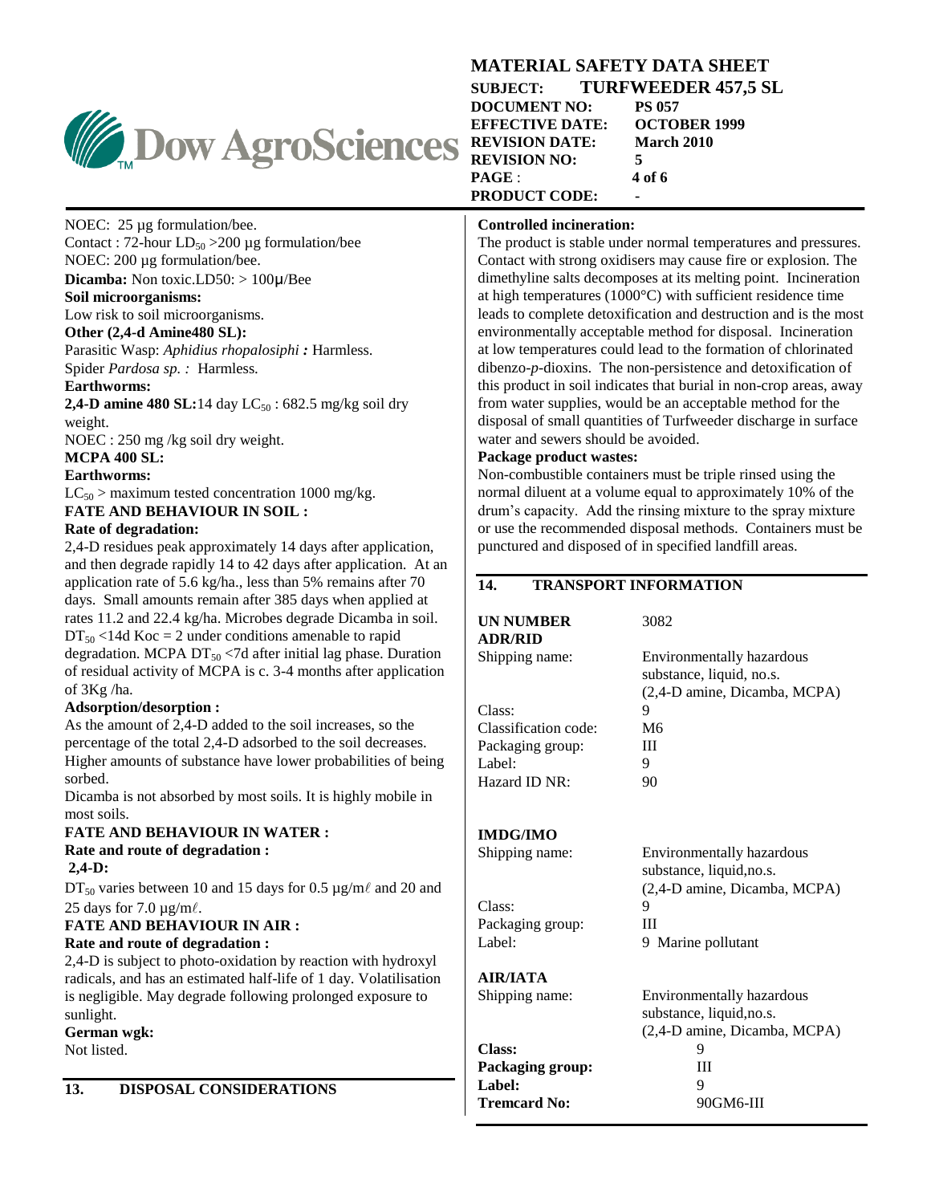NOEC: 25 µg formulation/bee.
Contact : 72-hour $LD_{50}$ >200 µg formulation/bee
NOEC: 200 µg formulation/bee.
**Dicamba:** Non toxic.LD50: > 100µ/Bee

**Soil microorganisms:**
Low risk to soil microorganisms.

**Other (2,4-d Amine480 SL):**
Parasitic Wasp: *Aphidius rhopalosiphi* **:** Harmless.
Spider *Pardosa sp.* : Harmless.

**Earthworms:**
**2,4-D amine 480 SL:** 14 day $LC_{50}$ : 682.5 mg/kg soil dry weight.
NOEC : 250 mg /kg soil dry weight.

**MCPA 400 SL:**

**Earthworms:**
$LC_{50}$ > maximum tested concentration 1000 mg/kg.

**FATE AND BEHAVIOUR IN SOIL :**

**Rate of degradation:**
2,4-D residues peak approximately 14 days after application, and then degrade rapidly 14 to 42 days after application. At an application rate of 5.6 kg/ha., less than 5% remains after 70 days. Small amounts remain after 385 days when applied at rates 11.2 and 22.4 kg/ha. Microbes degrade Dicamba in soil. $DT_{50}$ <14d Koc = 2 under conditions amenable to rapid degradation. MCPA $DT_{50}$ <7d after initial lag phase. Duration of residual activity of MCPA is c. 3-4 months after application of 3Kg /ha.

**Adsorption/desorption :**
As the amount of 2,4-D added to the soil increases, so the percentage of the total 2,4-D adsorbed to the soil decreases. Higher amounts of substance have lower probabilities of being sorbed.
Dicamba is not absorbed by most soils. It is highly mobile in most soils.

**FATE AND BEHAVIOUR IN WATER :**

**Rate and route of degradation :**

**2,4-D:**
$DT_{50}$ varies between 10 and 15 days for 0.5 µg/mℓ and 20 and 25 days for 7.0 µg/mℓ.

**FATE AND BEHAVIOUR IN AIR :**

**Rate and route of degradation :**
2,4-D is subject to photo-oxidation by reaction with hydroxyl radicals, and has an estimated half-life of 1 day. Volatilisation is negligible. May degrade following prolonged exposure to sunlight.

**German wgk:**
Not listed.

## 13. DISPOSAL CONSIDERATIONS

**Controlled incineration:**
The product is stable under normal temperatures and pressures. Contact with strong oxidisers may cause fire or explosion. The dimethyline salts decomposes at its melting point. Incineration at high temperatures (1000°C) with sufficient residence time leads to complete detoxification and destruction and is the most environmentally acceptable method for disposal. Incineration at low temperatures could lead to the formation of chlorinated dibenzo-*p*-dioxins. The non-persistence and detoxification of this product in soil indicates that burial in non-crop areas, away from water supplies, would be an acceptable method for the disposal of small quantities of Turfweeder discharge in surface water and sewers should be avoided.

**Package product wastes:**
Non-combustible containers must be triple rinsed using the normal diluent at a volume equal to approximately 10% of the drum's capacity. Add the rinsing mixture to the spray mixture or use the recommended disposal methods. Containers must be punctured and disposed of in specified landfill areas.

## 14. TRANSPORT INFORMATION

| | |
|---|---|
| **UN NUMBER** | 3082 |
| **ADR/RID** | |
| Shipping name: | Environmentally hazardous substance, liquid, no.s. (2,4-D amine, Dicamba, MCPA) |
| Class: | 9 |
| Classification code: | M6 |
| Packaging group: | III |
| Label: | 9 |
| Hazard ID NR: | 90 |

| | |
|---|---|
| **IMDG/IMO** | |
| Shipping name: | Environmentally hazardous substance, liquid,no.s. (2,4-D amine, Dicamba, MCPA) |
| Class: | 9 |
| Packaging group: | III |
| Label: | 9 Marine pollutant |

| | |
|---|---|
| **AIR/IATA** | |
| Shipping name: | Environmentally hazardous substance, liquid,no.s. (2,4-D amine, Dicamba, MCPA) |
| **Class:** | 9 |
| **Packaging group:** | III |
| **Label:** | 9 |
| **Tremcard No:** | 90GM6-III |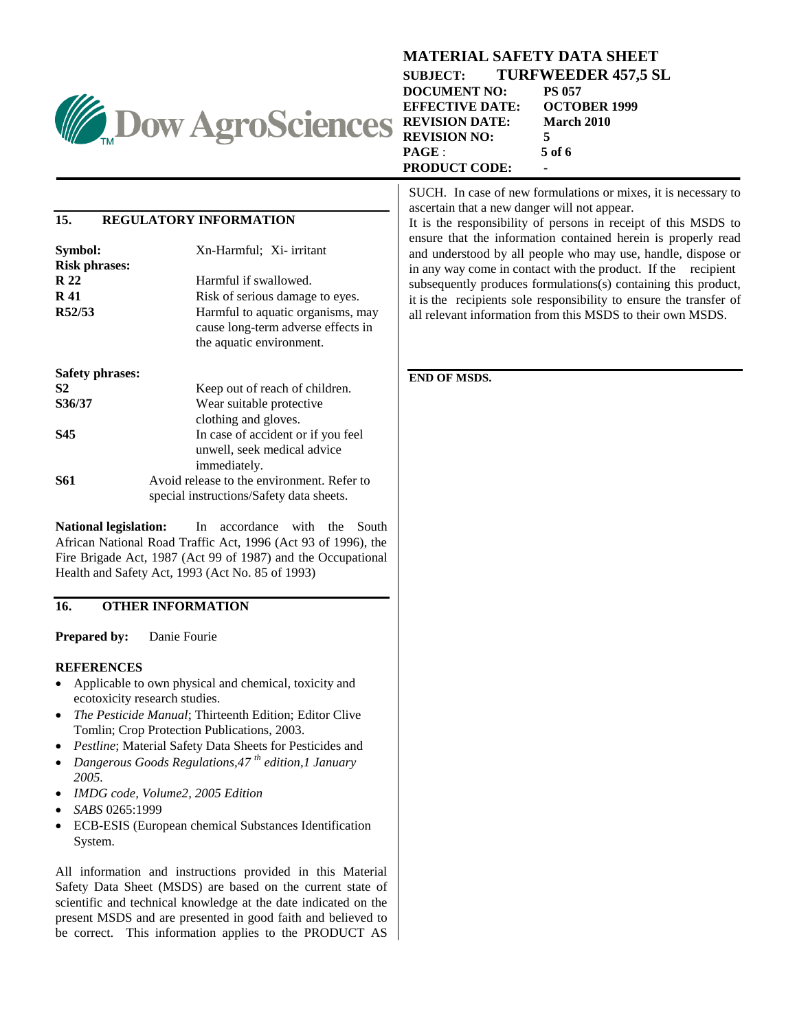## 15. REGULATORY INFORMATION

| | |
|---|---|
| **Symbol:** | Xn-Harmful; Xi- irritant |
| **Risk phrases:** | |
| **R 22** | Harmful if swallowed. |
| **R 41** | Risk of serious damage to eyes. |
| **R52/53** | Harmful to aquatic organisms, may cause long-term adverse effects in the aquatic environment. |

| | |
|---|---|
| **Safety phrases:** | |
| **S2** | Keep out of reach of children. |
| **S36/37** | Wear suitable protective clothing and gloves. |
| **S45** | In case of accident or if you feel unwell, seek medical advice immediately. |
| **S61** | Avoid release to the environment. Refer to special instructions/Safety data sheets. |

**National legislation:** In accordance with the South African National Road Traffic Act, 1996 (Act 93 of 1996), the Fire Brigade Act, 1987 (Act 99 of 1987) and the Occupational Health and Safety Act, 1993 (Act No. 85 of 1993)

## 16. OTHER INFORMATION

**Prepared by:** Danie Fourie

**REFERENCES**

- Applicable to own physical and chemical, toxicity and ecotoxicity research studies.
- *The Pesticide Manual*; Thirteenth Edition; Editor Clive Tomlin; Crop Protection Publications, 2003.
- *Pestline*; Material Safety Data Sheets for Pesticides and
- *Dangerous Goods Regulations,47 th edition,1 January 2005.*
- *IMDG code, Volume2, 2005 Edition*
- *SABS* 0265:1999
- ECB-ESIS (European chemical Substances Identification System.

All information and instructions provided in this Material Safety Data Sheet (MSDS) are based on the current state of scientific and technical knowledge at the date indicated on the present MSDS and are presented in good faith and believed to be correct. This information applies to the PRODUCT AS SUCH. In case of new formulations or mixes, it is necessary to ascertain that a new danger will not appear.

It is the responsibility of persons in receipt of this MSDS to ensure that the information contained herein is properly read and understood by all people who may use, handle, dispose or in any way come in contact with the product. If the recipient subsequently produces formulations(s) containing this product, it is the recipients sole responsibility to ensure the transfer of all relevant information from this MSDS to their own MSDS.

**END OF MSDS.**